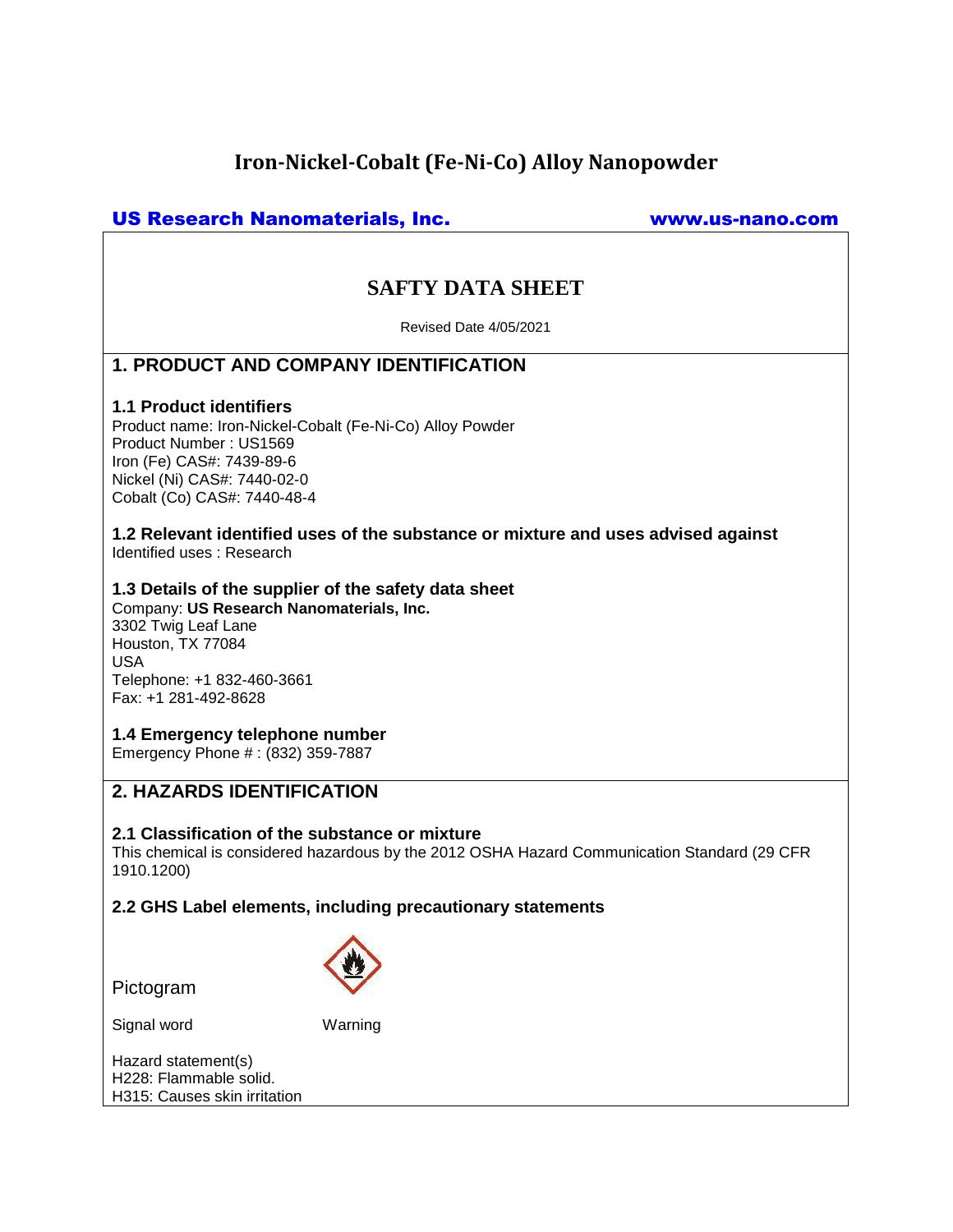# Iron-Nickel-Cobalt (Fe-Ni-Co) Alloy Nanopowder

**US Research Nanomaterials, Inc.** www.us-nano.com

## SAFTY DATA SHEET

Revised Date 4/05/2021

## 1. PRODUCT AND COMPANY IDENTIFICATION

### 1.1 Product identifiers

Product name: Iron-Nickel-Cobalt (Fe-Ni-Co) Alloy Powder
Product Number : US1569
Iron (Fe) CAS#: 7439-89-6
Nickel (Ni) CAS#: 7440-02-0
Cobalt (Co) CAS#: 7440-48-4

### 1.2 Relevant identified uses of the substance or mixture and uses advised against

Identified uses : Research

### 1.3 Details of the supplier of the safety data sheet

Company: **US Research Nanomaterials, Inc.**
3302 Twig Leaf Lane
Houston, TX 77084
USA
Telephone: +1 832-460-3661
Fax: +1 281-492-8628

### 1.4 Emergency telephone number

Emergency Phone # : (832) 359-7887

## 2. HAZARDS IDENTIFICATION

### 2.1 Classification of the substance or mixture

This chemical is considered hazardous by the 2012 OSHA Hazard Communication Standard (29 CFR 1910.1200)

### 2.2 GHS Label elements, including precautionary statements

Pictogram

Signal word Warning

Hazard statement(s)
H228: Flammable solid.
H315: Causes skin irritation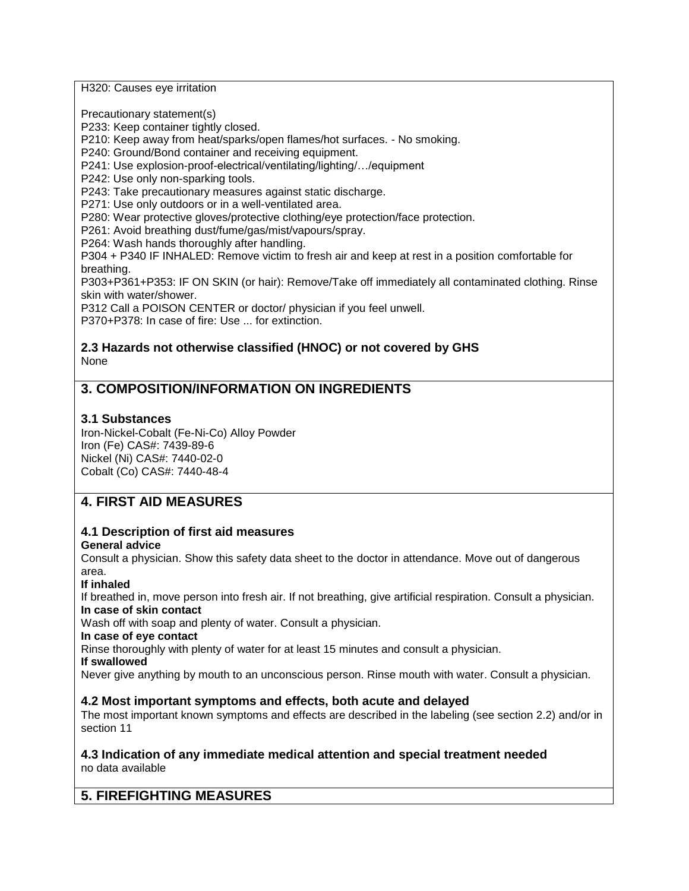H320: Causes eye irritation

Precautionary statement(s)
P233: Keep container tightly closed.
P210: Keep away from heat/sparks/open flames/hot surfaces. - No smoking.
P240: Ground/Bond container and receiving equipment.
P241: Use explosion-proof-electrical/ventilating/lighting/…/equipment
P242: Use only non-sparking tools.
P243: Take precautionary measures against static discharge.
P271: Use only outdoors or in a well-ventilated area.
P280: Wear protective gloves/protective clothing/eye protection/face protection.
P261: Avoid breathing dust/fume/gas/mist/vapours/spray.
P264: Wash hands thoroughly after handling.
P304 + P340 IF INHALED: Remove victim to fresh air and keep at rest in a position comfortable for breathing.
P303+P361+P353: IF ON SKIN (or hair): Remove/Take off immediately all contaminated clothing. Rinse skin with water/shower.
P312 Call a POISON CENTER or doctor/ physician if you feel unwell.
P370+P378: In case of fire: Use ... for extinction.

### 2.3 Hazards not otherwise classified (HNOC) or not covered by GHS

None

## 3. COMPOSITION/INFORMATION ON INGREDIENTS

### 3.1 Substances

Iron-Nickel-Cobalt (Fe-Ni-Co) Alloy Powder
Iron (Fe) CAS#: 7439-89-6
Nickel (Ni) CAS#: 7440-02-0
Cobalt (Co) CAS#: 7440-48-4

## 4. FIRST AID MEASURES

### 4.1 Description of first aid measures

**General advice**
Consult a physician. Show this safety data sheet to the doctor in attendance. Move out of dangerous area.

**If inhaled**
If breathed in, move person into fresh air. If not breathing, give artificial respiration. Consult a physician.

**In case of skin contact**
Wash off with soap and plenty of water. Consult a physician.

**In case of eye contact**
Rinse thoroughly with plenty of water for at least 15 minutes and consult a physician.

**If swallowed**
Never give anything by mouth to an unconscious person. Rinse mouth with water. Consult a physician.

### 4.2 Most important symptoms and effects, both acute and delayed

The most important known symptoms and effects are described in the labeling (see section 2.2) and/or in section 11

### 4.3 Indication of any immediate medical attention and special treatment needed

no data available

## 5. FIREFIGHTING MEASURES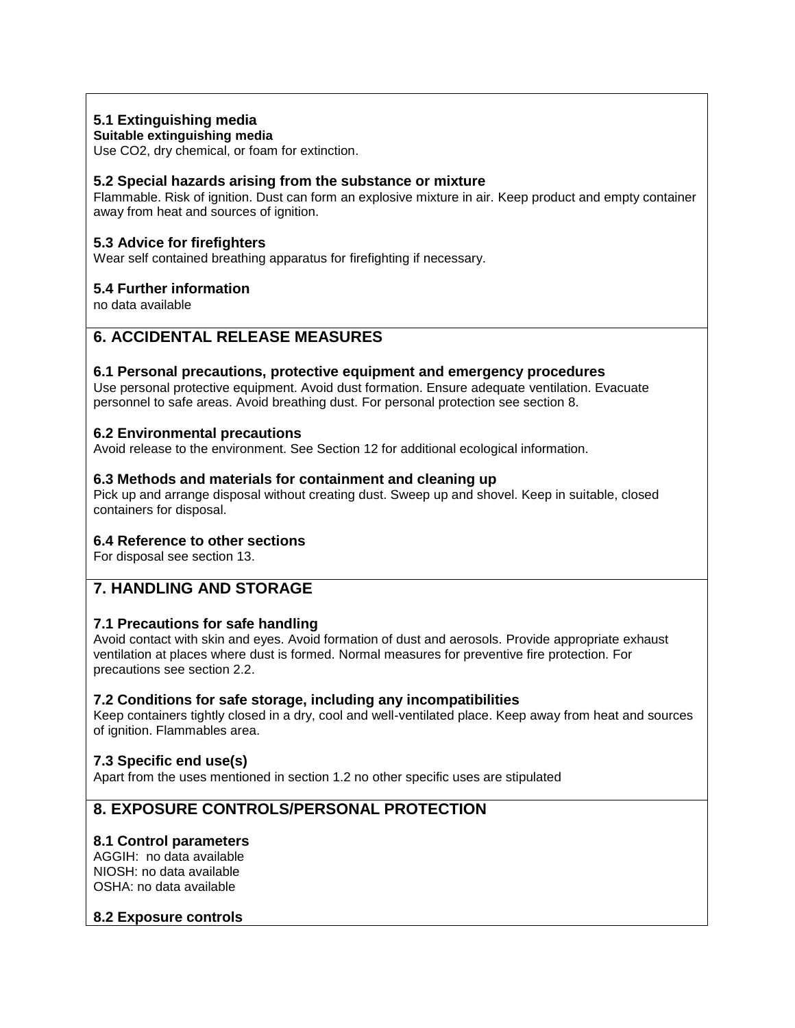### 5.1 Extinguishing media

**Suitable extinguishing media**

Use $CO_2$, dry chemical, or foam for extinction.

### 5.2 Special hazards arising from the substance or mixture

Flammable. Risk of ignition. Dust can form an explosive mixture in air. Keep product and empty container away from heat and sources of ignition.

### 5.3 Advice for firefighters

Wear self contained breathing apparatus for firefighting if necessary.

### 5.4 Further information

no data available

## 6. ACCIDENTAL RELEASE MEASURES

### 6.1 Personal precautions, protective equipment and emergency procedures

Use personal protective equipment. Avoid dust formation. Ensure adequate ventilation. Evacuate personnel to safe areas. Avoid breathing dust. For personal protection see section 8.

### 6.2 Environmental precautions

Avoid release to the environment. See Section 12 for additional ecological information.

### 6.3 Methods and materials for containment and cleaning up

Pick up and arrange disposal without creating dust. Sweep up and shovel. Keep in suitable, closed containers for disposal.

### 6.4 Reference to other sections

For disposal see section 13.

## 7. HANDLING AND STORAGE

### 7.1 Precautions for safe handling

Avoid contact with skin and eyes. Avoid formation of dust and aerosols. Provide appropriate exhaust ventilation at places where dust is formed. Normal measures for preventive fire protection. For precautions see section 2.2.

### 7.2 Conditions for safe storage, including any incompatibilities

Keep containers tightly closed in a dry, cool and well-ventilated place. Keep away from heat and sources of ignition. Flammables area.

### 7.3 Specific end use(s)

Apart from the uses mentioned in section 1.2 no other specific uses are stipulated

## 8. EXPOSURE CONTROLS/PERSONAL PROTECTION

### 8.1 Control parameters

AGGIH: no data available
NIOSH: no data available
OSHA: no data available

### 8.2 Exposure controls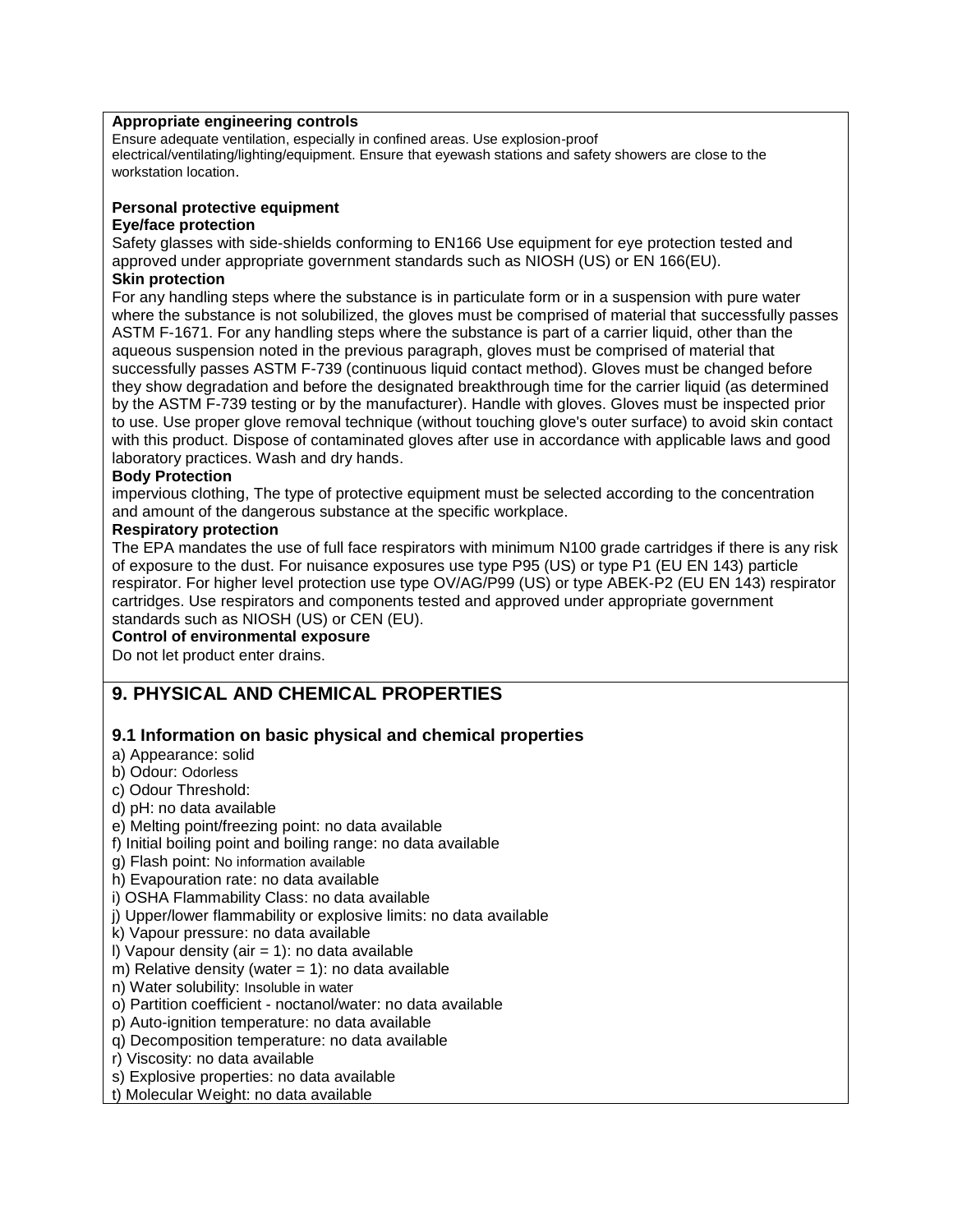**Appropriate engineering controls**

Ensure adequate ventilation, especially in confined areas. Use explosion-proof electrical/ventilating/lighting/equipment. Ensure that eyewash stations and safety showers are close to the workstation location.

**Personal protective equipment**

**Eye/face protection**

Safety glasses with side-shields conforming to EN166 Use equipment for eye protection tested and approved under appropriate government standards such as NIOSH (US) or EN 166(EU).

**Skin protection**

For any handling steps where the substance is in particulate form or in a suspension with pure water where the substance is not solubilized, the gloves must be comprised of material that successfully passes ASTM F-1671. For any handling steps where the substance is part of a carrier liquid, other than the aqueous suspension noted in the previous paragraph, gloves must be comprised of material that successfully passes ASTM F-739 (continuous liquid contact method). Gloves must be changed before they show degradation and before the designated breakthrough time for the carrier liquid (as determined by the ASTM F-739 testing or by the manufacturer). Handle with gloves. Gloves must be inspected prior to use. Use proper glove removal technique (without touching glove's outer surface) to avoid skin contact with this product. Dispose of contaminated gloves after use in accordance with applicable laws and good laboratory practices. Wash and dry hands.

**Body Protection**

impervious clothing, The type of protective equipment must be selected according to the concentration and amount of the dangerous substance at the specific workplace.

**Respiratory protection**

The EPA mandates the use of full face respirators with minimum N100 grade cartridges if there is any risk of exposure to the dust. For nuisance exposures use type P95 (US) or type P1 (EU EN 143) particle respirator. For higher level protection use type OV/AG/P99 (US) or type ABEK-P2 (EU EN 143) respirator cartridges. Use respirators and components tested and approved under appropriate government standards such as NIOSH (US) or CEN (EU).

**Control of environmental exposure**

Do not let product enter drains.

## 9. PHYSICAL AND CHEMICAL PROPERTIES

### 9.1 Information on basic physical and chemical properties

a) Appearance: solid
b) Odour: Odorless
c) Odour Threshold:
d) pH: no data available
e) Melting point/freezing point: no data available
f) Initial boiling point and boiling range: no data available
g) Flash point: No information available
h) Evapouration rate: no data available
i) OSHA Flammability Class: no data available
j) Upper/lower flammability or explosive limits: no data available
k) Vapour pressure: no data available
l) Vapour density (air = 1): no data available
m) Relative density (water = 1): no data available
n) Water solubility: Insoluble in water
o) Partition coefficient - noctanol/water: no data available
p) Auto-ignition temperature: no data available
q) Decomposition temperature: no data available
r) Viscosity: no data available
s) Explosive properties: no data available
t) Molecular Weight: no data available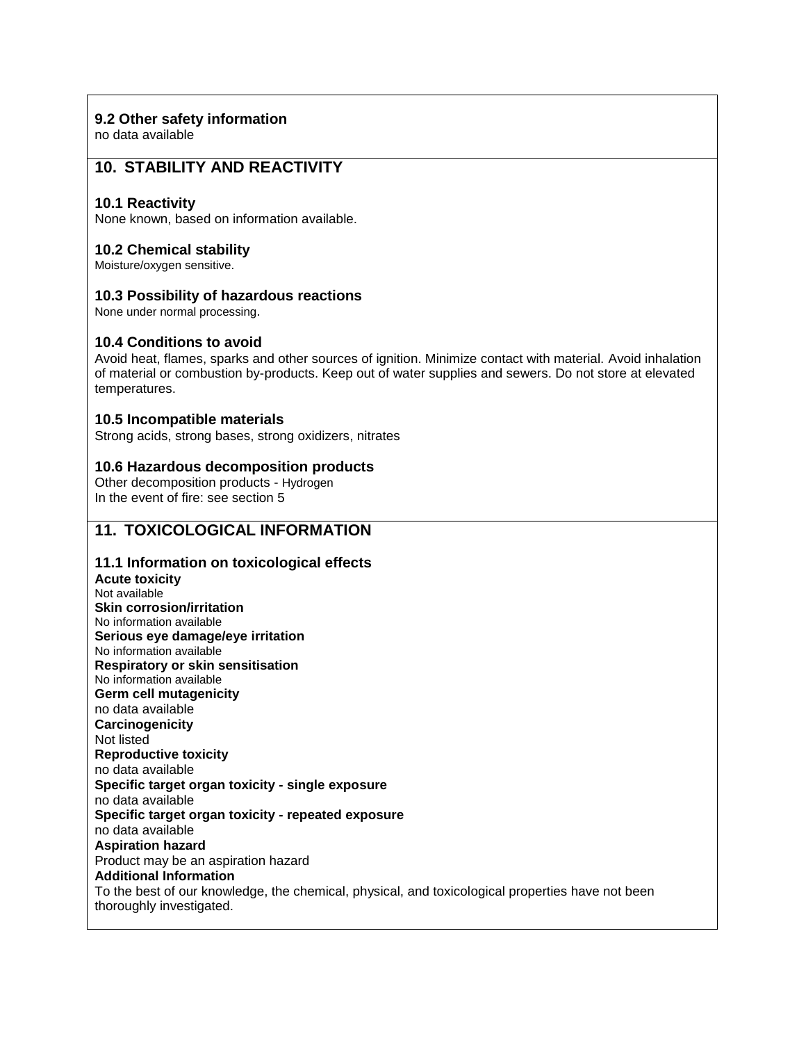### 9.2 Other safety information

no data available

## 10. STABILITY AND REACTIVITY

### 10.1 Reactivity

None known, based on information available.

### 10.2 Chemical stability

Moisture/oxygen sensitive.

### 10.3 Possibility of hazardous reactions

None under normal processing.

### 10.4 Conditions to avoid

Avoid heat, flames, sparks and other sources of ignition. Minimize contact with material. Avoid inhalation of material or combustion by-products. Keep out of water supplies and sewers. Do not store at elevated temperatures.

### 10.5 Incompatible materials

Strong acids, strong bases, strong oxidizers, nitrates

### 10.6 Hazardous decomposition products

Other decomposition products - Hydrogen
In the event of fire: see section 5

## 11. TOXICOLOGICAL INFORMATION

### 11.1 Information on toxicological effects

**Acute toxicity**
Not available
**Skin corrosion/irritation**
No information available
**Serious eye damage/eye irritation**
No information available
**Respiratory or skin sensitisation**
No information available
**Germ cell mutagenicity**
no data available
**Carcinogenicity**
Not listed
**Reproductive toxicity**
no data available
**Specific target organ toxicity - single exposure**
no data available
**Specific target organ toxicity - repeated exposure**
no data available
**Aspiration hazard**
Product may be an aspiration hazard
**Additional Information**
To the best of our knowledge, the chemical, physical, and toxicological properties have not been thoroughly investigated.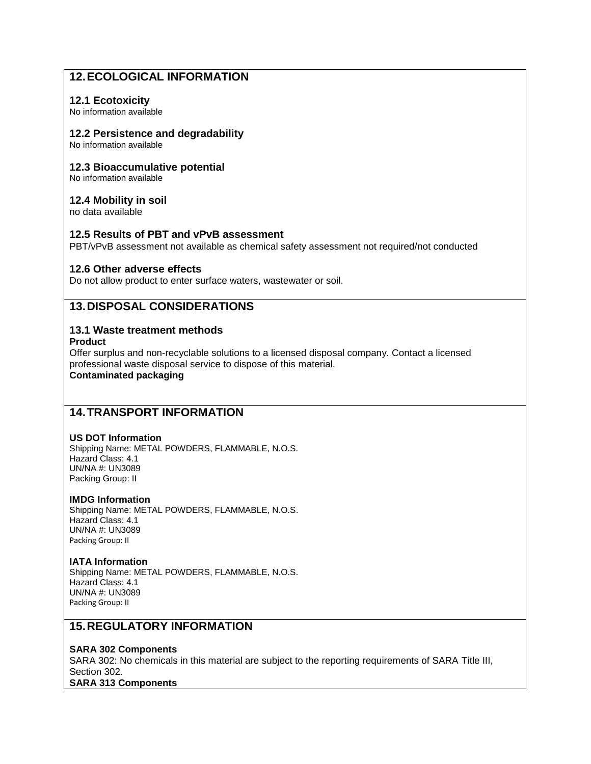## 12. ECOLOGICAL INFORMATION

### 12.1 Ecotoxicity
No information available

### 12.2 Persistence and degradability
No information available

### 12.3 Bioaccumulative potential
No information available

### 12.4 Mobility in soil
no data available

### 12.5 Results of PBT and vPvB assessment
PBT/vPvB assessment not available as chemical safety assessment not required/not conducted

### 12.6 Other adverse effects
Do not allow product to enter surface waters, wastewater or soil.

## 13. DISPOSAL CONSIDERATIONS

### 13.1 Waste treatment methods
**Product**
Offer surplus and non-recyclable solutions to a licensed disposal company. Contact a licensed professional waste disposal service to dispose of this material.
**Contaminated packaging**

## 14. TRANSPORT INFORMATION

**US DOT Information**
Shipping Name: METAL POWDERS, FLAMMABLE, N.O.S.
Hazard Class: 4.1
UN/NA #: UN3089
Packing Group: II

**IMDG Information**
Shipping Name: METAL POWDERS, FLAMMABLE, N.O.S.
Hazard Class: 4.1
UN/NA #: UN3089
Packing Group: II

**IATA Information**
Shipping Name: METAL POWDERS, FLAMMABLE, N.O.S.
Hazard Class: 4.1
UN/NA #: UN3089
Packing Group: II

## 15. REGULATORY INFORMATION

**SARA 302 Components**
SARA 302: No chemicals in this material are subject to the reporting requirements of SARA Title III, Section 302.
**SARA 313 Components**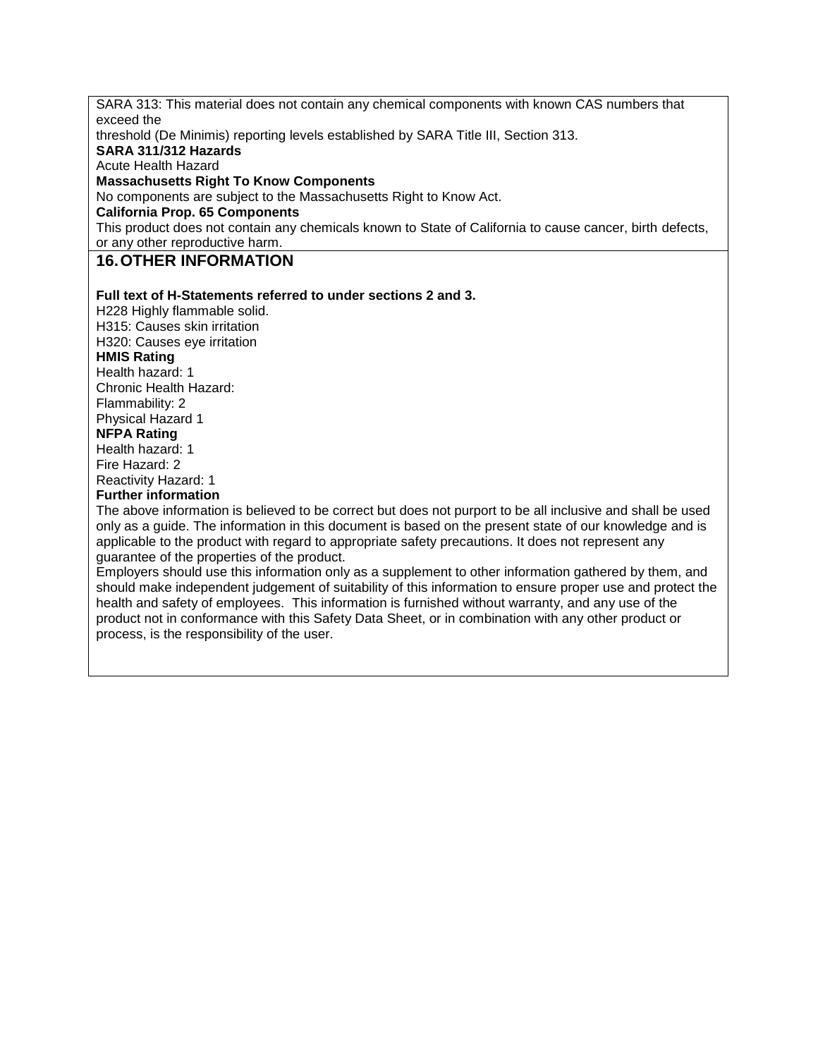SARA 313: This material does not contain any chemical components with known CAS numbers that exceed the
threshold (De Minimis) reporting levels established by SARA Title III, Section 313.

**SARA 311/312 Hazards**

Acute Health Hazard

**Massachusetts Right To Know Components**

No components are subject to the Massachusetts Right to Know Act.

**California Prop. 65 Components**

This product does not contain any chemicals known to State of California to cause cancer, birth defects, or any other reproductive harm.

## 16. OTHER INFORMATION

**Full text of H-Statements referred to under sections 2 and 3.**

H228 Highly flammable solid.
H315: Causes skin irritation
H320: Causes eye irritation

**HMIS Rating**

Health hazard: 1
Chronic Health Hazard:
Flammability: 2
Physical Hazard 1

**NFPA Rating**

Health hazard: 1
Fire Hazard: 2
Reactivity Hazard: 1

**Further information**

The above information is believed to be correct but does not purport to be all inclusive and shall be used only as a guide. The information in this document is based on the present state of our knowledge and is applicable to the product with regard to appropriate safety precautions. It does not represent any guarantee of the properties of the product.

Employers should use this information only as a supplement to other information gathered by them, and should make independent judgement of suitability of this information to ensure proper use and protect the health and safety of employees. This information is furnished without warranty, and any use of the product not in conformance with this Safety Data Sheet, or in combination with any other product or process, is the responsibility of the user.